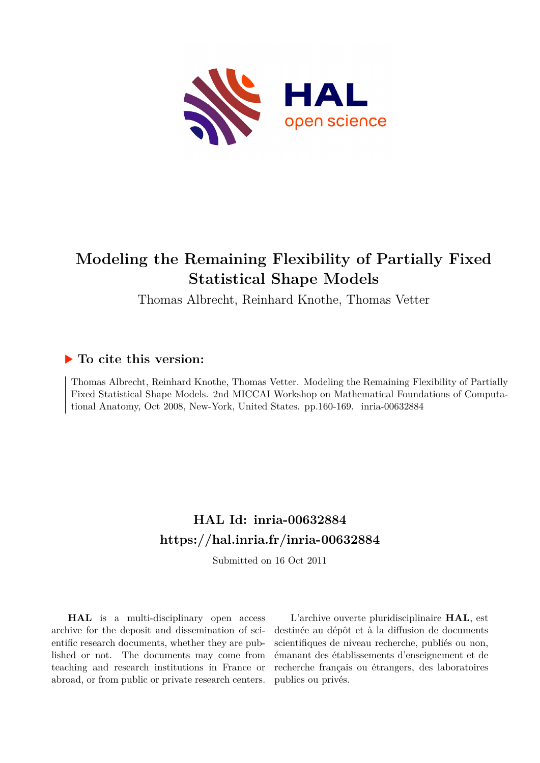# Modeling the Remaining Flexibility of Partially Fixed Statistical Shape Models

Thomas Albrecht, Reinhard Knothe, Thomas Vetter

## ▶ To cite this version:

Thomas Albrecht, Reinhard Knothe, Thomas Vetter. Modeling the Remaining Flexibility of Partially Fixed Statistical Shape Models. 2nd MICCAI Workshop on Mathematical Foundations of Computational Anatomy, Oct 2008, New-York, United States. pp.160-169. inria-00632884

## HAL Id: inria-00632884

## https://hal.inria.fr/inria-00632884

Submitted on 16 Oct 2011

**HAL** is a multi-disciplinary open access archive for the deposit and dissemination of scientific research documents, whether they are published or not. The documents may come from teaching and research institutions in France or abroad, or from public or private research centers.

L'archive ouverte pluridisciplinaire **HAL**, est destinée au dépôt et à la diffusion de documents scientifiques de niveau recherche, publiés ou non, émanant des établissements d'enseignement et de recherche français ou étrangers, des laboratoires publics ou privés.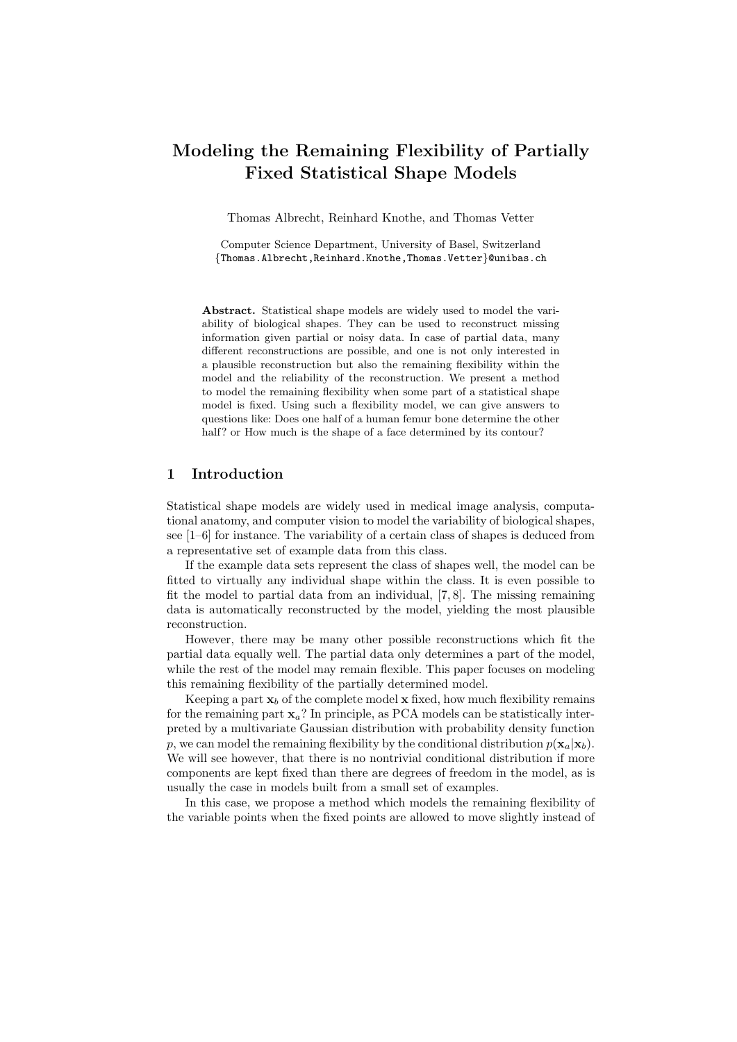# Modeling the Remaining Flexibility of Partially Fixed Statistical Shape Models

Thomas Albrecht, Reinhard Knothe, and Thomas Vetter

Computer Science Department, University of Basel, Switzerland
{Thomas.Albrecht,Reinhard.Knothe,Thomas.Vetter}@unibas.ch

**Abstract.** Statistical shape models are widely used to model the variability of biological shapes. They can be used to reconstruct missing information given partial or noisy data. In case of partial data, many different reconstructions are possible, and one is not only interested in a plausible reconstruction but also the remaining flexibility within the model and the reliability of the reconstruction. We present a method to model the remaining flexibility when some part of a statistical shape model is fixed. Using such a flexibility model, we can give answers to questions like: Does one half of a human femur bone determine the other half? or How much is the shape of a face determined by its contour?

## 1 Introduction

Statistical shape models are widely used in medical image analysis, computational anatomy, and computer vision to model the variability of biological shapes, see [1–6] for instance. The variability of a certain class of shapes is deduced from a representative set of example data from this class.

If the example data sets represent the class of shapes well, the model can be fitted to virtually any individual shape within the class. It is even possible to fit the model to partial data from an individual, [7, 8]. The missing remaining data is automatically reconstructed by the model, yielding the most plausible reconstruction.

However, there may be many other possible reconstructions which fit the partial data equally well. The partial data only determines a part of the model, while the rest of the model may remain flexible. This paper focuses on modeling this remaining flexibility of the partially determined model.

Keeping a part $\mathbf{x}_b$ of the complete model $\mathbf{x}$ fixed, how much flexibility remains for the remaining part $\mathbf{x}_a$? In principle, as PCA models can be statistically interpreted by a multivariate Gaussian distribution with probability density function $p$, we can model the remaining flexibility by the conditional distribution $p(\mathbf{x}_a|\mathbf{x}_b)$. We will see however, that there is no nontrivial conditional distribution if more components are kept fixed than there are degrees of freedom in the model, as is usually the case in models built from a small set of examples.

In this case, we propose a method which models the remaining flexibility of the variable points when the fixed points are allowed to move slightly instead of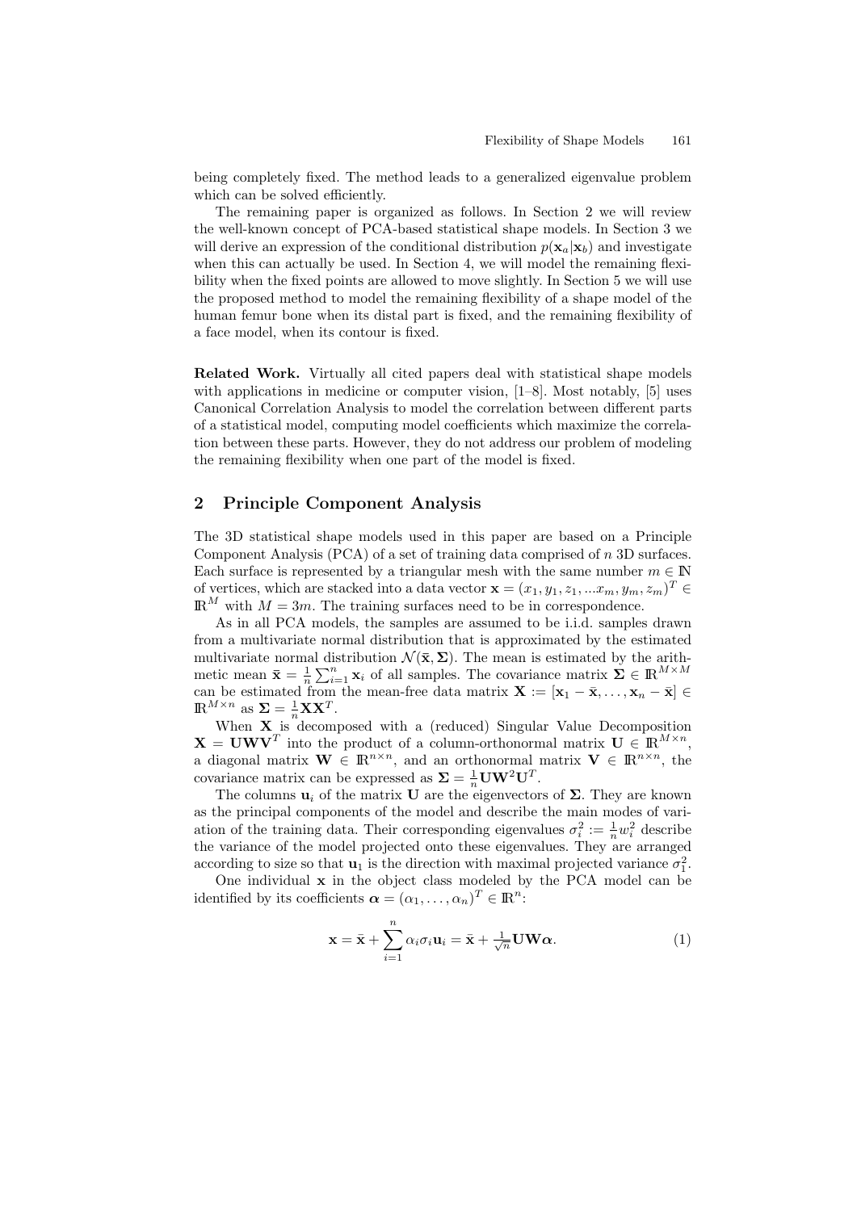being completely fixed. The method leads to a generalized eigenvalue problem which can be solved efficiently.

The remaining paper is organized as follows. In Section 2 we will review the well-known concept of PCA-based statistical shape models. In Section 3 we will derive an expression of the conditional distribution $p(\mathbf{x}_a|\mathbf{x}_b)$ and investigate when this can actually be used. In Section 4, we will model the remaining flexibility when the fixed points are allowed to move slightly. In Section 5 we will use the proposed method to model the remaining flexibility of a shape model of the human femur bone when its distal part is fixed, and the remaining flexibility of a face model, when its contour is fixed.

**Related Work.** Virtually all cited papers deal with statistical shape models with applications in medicine or computer vision, [1–8]. Most notably, [5] uses Canonical Correlation Analysis to model the correlation between different parts of a statistical model, computing model coefficients which maximize the correlation between these parts. However, they do not address our problem of modeling the remaining flexibility when one part of the model is fixed.

## 2 Principle Component Analysis

The 3D statistical shape models used in this paper are based on a Principle Component Analysis (PCA) of a set of training data comprised of $n$ 3D surfaces. Each surface is represented by a triangular mesh with the same number $m \in \mathbb{N}$ of vertices, which are stacked into a data vector $\mathbf{x} = (x_1, y_1, z_1, ...x_m, y_m, z_m)^T \in \mathbb{R}^M$ with $M = 3m$. The training surfaces need to be in correspondence.

As in all PCA models, the samples are assumed to be i.i.d. samples drawn from a multivariate normal distribution that is approximated by the estimated multivariate normal distribution $\mathcal{N}(\bar{\mathbf{x}}, \mathbf{\Sigma})$. The mean is estimated by the arithmetic mean $\bar{\mathbf{x}} = \frac{1}{n}\sum_{i=1}^{n} \mathbf{x}_i$ of all samples. The covariance matrix $\mathbf{\Sigma} \in \mathbb{R}^{M\times M}$ can be estimated from the mean-free data matrix $\mathbf{X} := [\mathbf{x}_1 - \bar{\mathbf{x}}, \dots, \mathbf{x}_n - \bar{\mathbf{x}}] \in \mathbb{R}^{M\times n}$ as $\mathbf{\Sigma} = \frac{1}{n}\mathbf{X}\mathbf{X}^T$.

When $\mathbf{X}$ is decomposed with a (reduced) Singular Value Decomposition $\mathbf{X} = \mathbf{U}\mathbf{W}\mathbf{V}^T$ into the product of a column-orthonormal matrix $\mathbf{U} \in \mathbb{R}^{M\times n}$, a diagonal matrix $\mathbf{W} \in \mathbb{R}^{n\times n}$, and an orthonormal matrix $\mathbf{V} \in \mathbb{R}^{n\times n}$, the covariance matrix can be expressed as $\mathbf{\Sigma} = \frac{1}{n}\mathbf{U}\mathbf{W}^2\mathbf{U}^T$.

The columns $\mathbf{u}_i$ of the matrix $\mathbf{U}$ are the eigenvectors of $\mathbf{\Sigma}$. They are known as the principal components of the model and describe the main modes of variation of the training data. Their corresponding eigenvalues $\sigma_i^2 := \frac{1}{n}w_i^2$ describe the variance of the model projected onto these eigenvalues. They are arranged according to size so that $\mathbf{u}_1$ is the direction with maximal projected variance $\sigma_1^2$.

One individual $\mathbf{x}$ in the object class modeled by the PCA model can be identified by its coefficients $\boldsymbol{\alpha} = (\alpha_1, \dots, \alpha_n)^T \in \mathbb{R}^n$:

$$\mathbf{x} = \bar{\mathbf{x}} + \sum_{i=1}^{n} \alpha_i \sigma_i \mathbf{u}_i = \bar{\mathbf{x}} + \tfrac{1}{\sqrt{n}}\mathbf{U}\mathbf{W}\boldsymbol{\alpha}. \tag{1}$$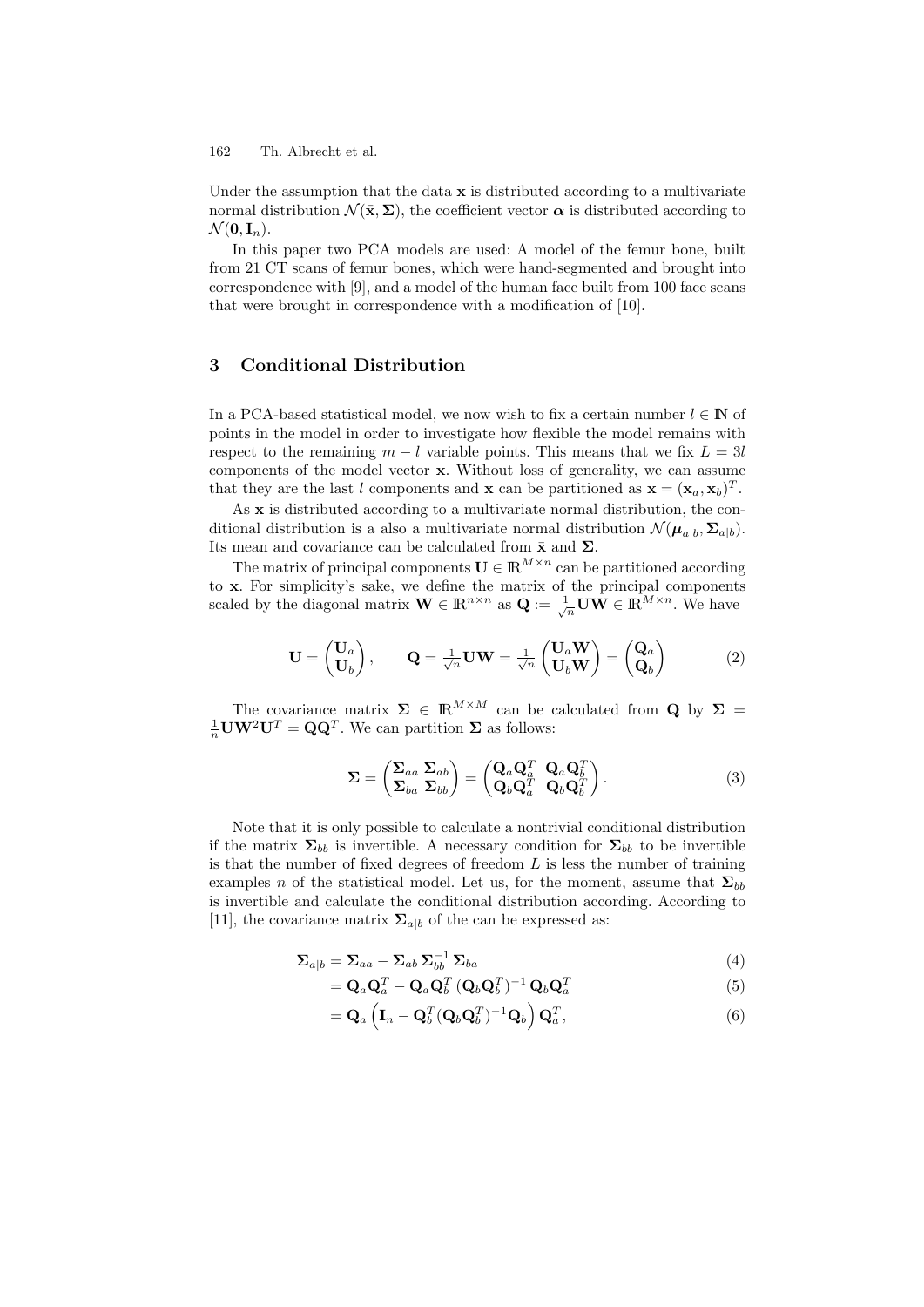Under the assumption that the data $\mathbf{x}$ is distributed according to a multivariate normal distribution $\mathcal{N}(\bar{\mathbf{x}}, \boldsymbol{\Sigma})$, the coefficient vector $\boldsymbol{\alpha}$ is distributed according to $\mathcal{N}(\mathbf{0}, \mathbf{I}_n)$.

In this paper two PCA models are used: A model of the femur bone, built from 21 CT scans of femur bones, which were hand-segmented and brought into correspondence with [9], and a model of the human face built from 100 face scans that were brought in correspondence with a modification of [10].

## 3 Conditional Distribution

In a PCA-based statistical model, we now wish to fix a certain number $l \in \mathbb{N}$ of points in the model in order to investigate how flexible the model remains with respect to the remaining $m - l$ variable points. This means that we fix $L = 3l$ components of the model vector $\mathbf{x}$. Without loss of generality, we can assume that they are the last $l$ components and $\mathbf{x}$ can be partitioned as $\mathbf{x} = (\mathbf{x}_a, \mathbf{x}_b)^T$.

As $\mathbf{x}$ is distributed according to a multivariate normal distribution, the conditional distribution is a also a multivariate normal distribution $\mathcal{N}(\boldsymbol{\mu}_{a|b}, \boldsymbol{\Sigma}_{a|b})$. Its mean and covariance can be calculated from $\bar{\mathbf{x}}$ and $\boldsymbol{\Sigma}$.

The matrix of principal components $\mathbf{U} \in \mathbb{R}^{M \times n}$ can be partitioned according to $\mathbf{x}$. For simplicity's sake, we define the matrix of the principal components scaled by the diagonal matrix $\mathbf{W} \in \mathbb{R}^{n \times n}$ as $\mathbf{Q} := \frac{1}{\sqrt{n}} \mathbf{U}\mathbf{W} \in \mathbb{R}^{M \times n}$. We have

$$\mathbf{U} = \begin{pmatrix} \mathbf{U}_a \\ \mathbf{U}_b \end{pmatrix}, \qquad \mathbf{Q} = \tfrac{1}{\sqrt{n}} \mathbf{U}\mathbf{W} = \tfrac{1}{\sqrt{n}} \begin{pmatrix} \mathbf{U}_a \mathbf{W} \\ \mathbf{U}_b \mathbf{W} \end{pmatrix} = \begin{pmatrix} \mathbf{Q}_a \\ \mathbf{Q}_b \end{pmatrix} \tag{2}$$

The covariance matrix $\boldsymbol{\Sigma} \in \mathbb{R}^{M \times M}$ can be calculated from $\mathbf{Q}$ by $\boldsymbol{\Sigma} = \frac{1}{n} \mathbf{U}\mathbf{W}^2\mathbf{U}^T = \mathbf{Q}\mathbf{Q}^T$. We can partition $\boldsymbol{\Sigma}$ as follows:

$$\boldsymbol{\Sigma} = \begin{pmatrix} \boldsymbol{\Sigma}_{aa} & \boldsymbol{\Sigma}_{ab} \\ \boldsymbol{\Sigma}_{ba} & \boldsymbol{\Sigma}_{bb} \end{pmatrix} = \begin{pmatrix} \mathbf{Q}_a \mathbf{Q}_a^T & \mathbf{Q}_a \mathbf{Q}_b^T \\ \mathbf{Q}_b \mathbf{Q}_a^T & \mathbf{Q}_b \mathbf{Q}_b^T \end{pmatrix}. \tag{3}$$

Note that it is only possible to calculate a nontrivial conditional distribution if the matrix $\boldsymbol{\Sigma}_{bb}$ is invertible. A necessary condition for $\boldsymbol{\Sigma}_{bb}$ to be invertible is that the number of fixed degrees of freedom $L$ is less the number of training examples $n$ of the statistical model. Let us, for the moment, assume that $\boldsymbol{\Sigma}_{bb}$ is invertible and calculate the conditional distribution according. According to [11], the covariance matrix $\boldsymbol{\Sigma}_{a|b}$ of the can be expressed as:

$$\boldsymbol{\Sigma}_{a|b} = \boldsymbol{\Sigma}_{aa} - \boldsymbol{\Sigma}_{ab}\, \boldsymbol{\Sigma}_{bb}^{-1}\, \boldsymbol{\Sigma}_{ba} \tag{4}$$

$$= \mathbf{Q}_a \mathbf{Q}_a^T - \mathbf{Q}_a \mathbf{Q}_b^T \,(\mathbf{Q}_b \mathbf{Q}_b^T)^{-1}\, \mathbf{Q}_b \mathbf{Q}_a^T \tag{5}$$

$$= \mathbf{Q}_a \left( \mathbf{I}_n - \mathbf{Q}_b^T (\mathbf{Q}_b \mathbf{Q}_b^T)^{-1} \mathbf{Q}_b \right) \mathbf{Q}_a^T, \tag{6}$$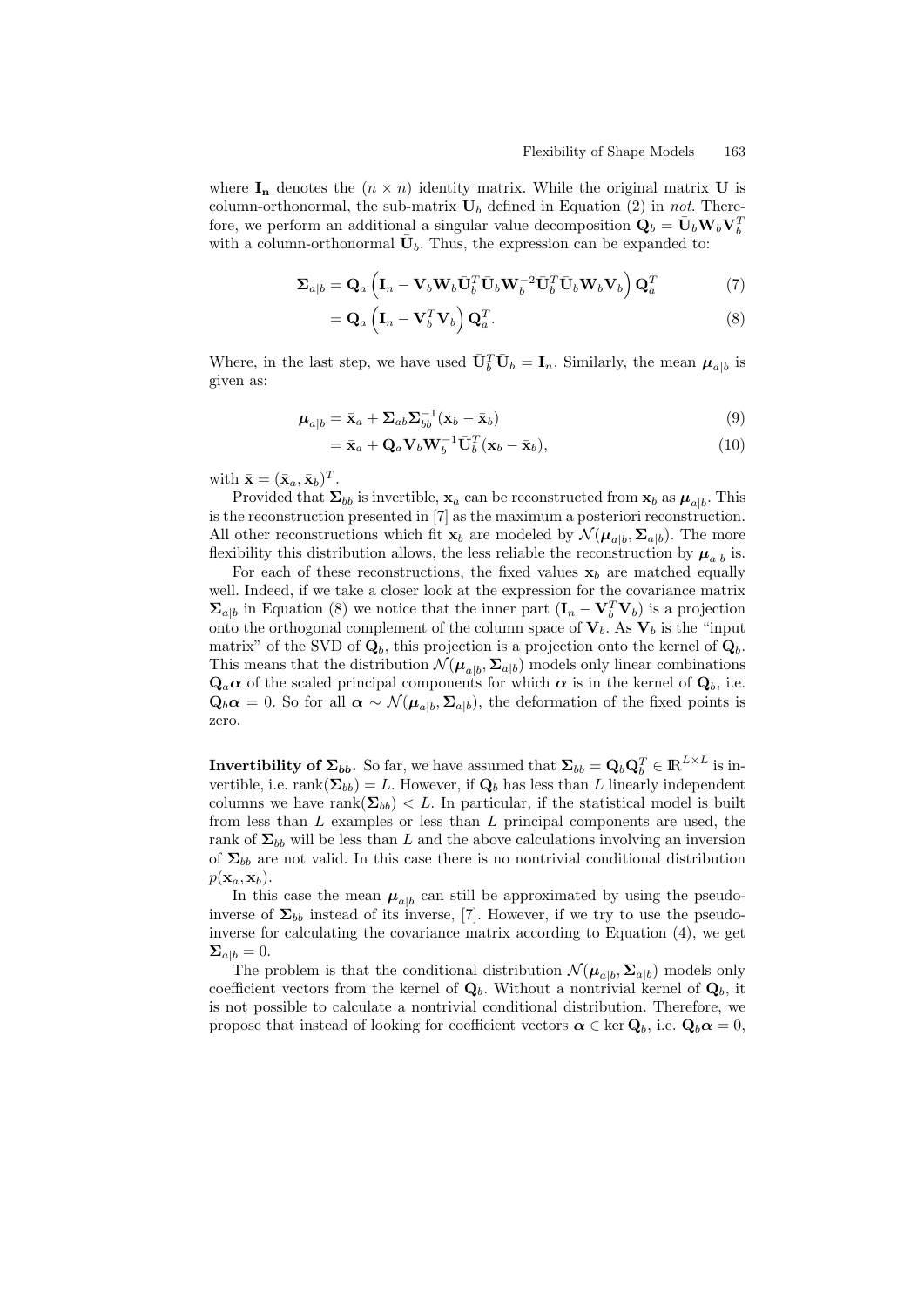where $\mathbf{I_n}$ denotes the $(n \times n)$ identity matrix. While the original matrix $\mathbf{U}$ is column-orthonormal, the sub-matrix $\mathbf{U}_b$ defined in Equation (2) in *not*. Therefore, we perform an additional a singular value decomposition $\mathbf{Q}_b = \bar{\mathbf{U}}_b \mathbf{W}_b \mathbf{V}_b^T$ with a column-orthonormal $\bar{\mathbf{U}}_b$. Thus, the expression can be expanded to:

$$
\mathbf{\Sigma}_{a|b} = \mathbf{Q}_a \left( \mathbf{I}_n - \mathbf{V}_b \mathbf{W}_b \bar{\mathbf{U}}_b^T \bar{\mathbf{U}}_b \mathbf{W}_b^{-2} \bar{\mathbf{U}}_b^T \bar{\mathbf{U}}_b \mathbf{W}_b \mathbf{V}_b \right) \mathbf{Q}_a^T \tag{7}
$$

$$
= \mathbf{Q}_a \left( \mathbf{I}_n - \mathbf{V}_b^T \mathbf{V}_b \right) \mathbf{Q}_a^T. \tag{8}
$$

Where, in the last step, we have used $\bar{\mathbf{U}}_b^T \bar{\mathbf{U}}_b = \mathbf{I}_n$. Similarly, the mean $\boldsymbol{\mu}_{a|b}$ is given as:

$$
\boldsymbol{\mu}_{a|b} = \bar{\mathbf{x}}_a + \mathbf{\Sigma}_{ab} \mathbf{\Sigma}_{bb}^{-1} (\mathbf{x}_b - \bar{\mathbf{x}}_b) \tag{9}
$$

$$
= \bar{\mathbf{x}}_a + \mathbf{Q}_a \mathbf{V}_b \mathbf{W}_b^{-1} \bar{\mathbf{U}}_b^T (\mathbf{x}_b - \bar{\mathbf{x}}_b), \tag{10}
$$

with $\bar{\mathbf{x}} = (\bar{\mathbf{x}}_a, \bar{\mathbf{x}}_b)^T$.

Provided that $\mathbf{\Sigma}_{bb}$ is invertible, $\mathbf{x}_a$ can be reconstructed from $\mathbf{x}_b$ as $\boldsymbol{\mu}_{a|b}$. This is the reconstruction presented in [7] as the maximum a posteriori reconstruction. All other reconstructions which fit $\mathbf{x}_b$ are modeled by $\mathcal{N}(\boldsymbol{\mu}_{a|b}, \mathbf{\Sigma}_{a|b})$. The more flexibility this distribution allows, the less reliable the reconstruction by $\boldsymbol{\mu}_{a|b}$ is.

For each of these reconstructions, the fixed values $\mathbf{x}_b$ are matched equally well. Indeed, if we take a closer look at the expression for the covariance matrix $\mathbf{\Sigma}_{a|b}$ in Equation (8) we notice that the inner part $(\mathbf{I}_n - \mathbf{V}_b^T \mathbf{V}_b)$ is a projection onto the orthogonal complement of the column space of $\mathbf{V}_b$. As $\mathbf{V}_b$ is the "input matrix" of the SVD of $\mathbf{Q}_b$, this projection is a projection onto the kernel of $\mathbf{Q}_b$. This means that the distribution $\mathcal{N}(\boldsymbol{\mu}_{a|b}, \mathbf{\Sigma}_{a|b})$ models only linear combinations $\mathbf{Q}_a \boldsymbol{\alpha}$ of the scaled principal components for which $\boldsymbol{\alpha}$ is in the kernel of $\mathbf{Q}_b$, i.e. $\mathbf{Q}_b \boldsymbol{\alpha} = 0$. So for all $\boldsymbol{\alpha} \sim \mathcal{N}(\boldsymbol{\mu}_{a|b}, \mathbf{\Sigma}_{a|b})$, the deformation of the fixed points is zero.

**Invertibility of $\mathbf{\Sigma}_{bb}$.** So far, we have assumed that $\mathbf{\Sigma}_{bb} = \mathbf{Q}_b \mathbf{Q}_b^T \in \mathbb{R}^{L \times L}$ is invertible, i.e. $\text{rank}(\mathbf{\Sigma}_{bb}) = L$. However, if $\mathbf{Q}_b$ has less than $L$ linearly independent columns we have $\text{rank}(\mathbf{\Sigma}_{bb}) < L$. In particular, if the statistical model is built from less than $L$ examples or less than $L$ principal components are used, the rank of $\mathbf{\Sigma}_{bb}$ will be less than $L$ and the above calculations involving an inversion of $\mathbf{\Sigma}_{bb}$ are not valid. In this case there is no nontrivial conditional distribution $p(\mathbf{x}_a, \mathbf{x}_b)$.

In this case the mean $\boldsymbol{\mu}_{a|b}$ can still be approximated by using the pseudo-inverse of $\mathbf{\Sigma}_{bb}$ instead of its inverse, [7]. However, if we try to use the pseudo-inverse for calculating the covariance matrix according to Equation (4), we get $\mathbf{\Sigma}_{a|b} = 0$.

The problem is that the conditional distribution $\mathcal{N}(\boldsymbol{\mu}_{a|b}, \mathbf{\Sigma}_{a|b})$ models only coefficient vectors from the kernel of $\mathbf{Q}_b$. Without a nontrivial kernel of $\mathbf{Q}_b$, it is not possible to calculate a nontrivial conditional distribution. Therefore, we propose that instead of looking for coefficient vectors $\boldsymbol{\alpha} \in \ker \mathbf{Q}_b$, i.e. $\mathbf{Q}_b \boldsymbol{\alpha} = 0$,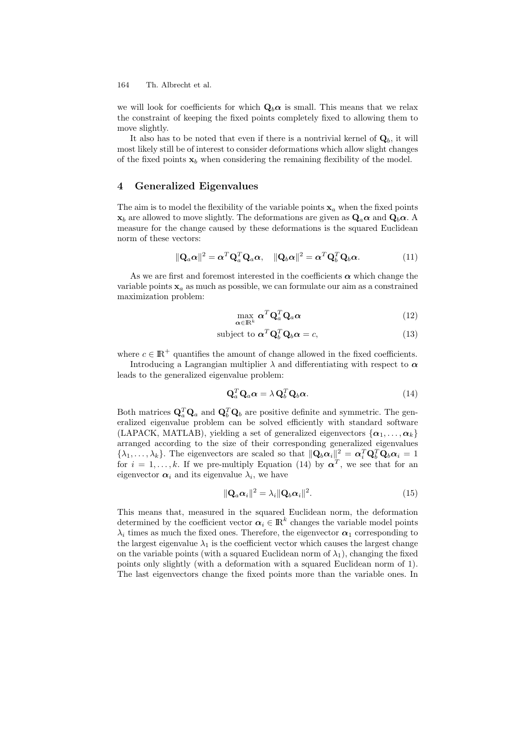we will look for coefficients for which $\mathbf{Q}_b\boldsymbol{\alpha}$ is small. This means that we relax the constraint of keeping the fixed points completely fixed to allowing them to move slightly.

It also has to be noted that even if there is a nontrivial kernel of $\mathbf{Q}_b$, it will most likely still be of interest to consider deformations which allow slight changes of the fixed points $\mathbf{x}_b$ when considering the remaining flexibility of the model.

## 4 Generalized Eigenvalues

The aim is to model the flexibility of the variable points $\mathbf{x}_a$ when the fixed points $\mathbf{x}_b$ are allowed to move slightly. The deformations are given as $\mathbf{Q}_a\boldsymbol{\alpha}$ and $\mathbf{Q}_b\boldsymbol{\alpha}$. A measure for the change caused by these deformations is the squared Euclidean norm of these vectors:

$$\|\mathbf{Q}_a\boldsymbol{\alpha}\|^2 = \boldsymbol{\alpha}^T\mathbf{Q}_a^T\mathbf{Q}_a\boldsymbol{\alpha}, \quad \|\mathbf{Q}_b\boldsymbol{\alpha}\|^2 = \boldsymbol{\alpha}^T\mathbf{Q}_b^T\mathbf{Q}_b\boldsymbol{\alpha}. \tag{11}$$

As we are first and foremost interested in the coefficients $\boldsymbol{\alpha}$ which change the variable points $\mathbf{x}_a$ as much as possible, we can formulate our aim as a constrained maximization problem:

$$\max_{\boldsymbol{\alpha}\in\mathbb{R}^k} \boldsymbol{\alpha}^T\mathbf{Q}_a^T\mathbf{Q}_a\boldsymbol{\alpha} \tag{12}$$

$$\text{subject to } \boldsymbol{\alpha}^T\mathbf{Q}_b^T\mathbf{Q}_b\boldsymbol{\alpha} = c, \tag{13}$$

where $c \in \mathbb{R}^+$ quantifies the amount of change allowed in the fixed coefficients.

Introducing a Lagrangian multiplier $\lambda$ and differentiating with respect to $\boldsymbol{\alpha}$ leads to the generalized eigenvalue problem:

$$\mathbf{Q}_a^T\mathbf{Q}_a\boldsymbol{\alpha} = \lambda\,\mathbf{Q}_b^T\mathbf{Q}_b\boldsymbol{\alpha}. \tag{14}$$

Both matrices $\mathbf{Q}_a^T\mathbf{Q}_a$ and $\mathbf{Q}_b^T\mathbf{Q}_b$ are positive definite and symmetric. The generalized eigenvalue problem can be solved efficiently with standard software (LAPACK, MATLAB), yielding a set of generalized eigenvectors $\{\boldsymbol{\alpha}_1, \ldots, \boldsymbol{\alpha}_k\}$ arranged according to the size of their corresponding generalized eigenvalues $\{\lambda_1, \ldots, \lambda_k\}$. The eigenvectors are scaled so that $\|\mathbf{Q}_b\boldsymbol{\alpha}_i\|^2 = \boldsymbol{\alpha}_i^T\mathbf{Q}_b^T\mathbf{Q}_b\boldsymbol{\alpha}_i = 1$ for $i = 1, \ldots, k$. If we pre-multiply Equation (14) by $\boldsymbol{\alpha}^T$, we see that for an eigenvector $\boldsymbol{\alpha}_i$ and its eigenvalue $\lambda_i$, we have

$$\|\mathbf{Q}_a\boldsymbol{\alpha}_i\|^2 = \lambda_i\|\mathbf{Q}_b\boldsymbol{\alpha}_i\|^2. \tag{15}$$

This means that, measured in the squared Euclidean norm, the deformation determined by the coefficient vector $\boldsymbol{\alpha}_i \in \mathbb{R}^k$ changes the variable model points $\lambda_i$ times as much the fixed ones. Therefore, the eigenvector $\boldsymbol{\alpha}_1$ corresponding to the largest eigenvalue $\lambda_1$ is the coefficient vector which causes the largest change on the variable points (with a squared Euclidean norm of $\lambda_1$), changing the fixed points only slightly (with a deformation with a squared Euclidean norm of 1). The last eigenvectors change the fixed points more than the variable ones. In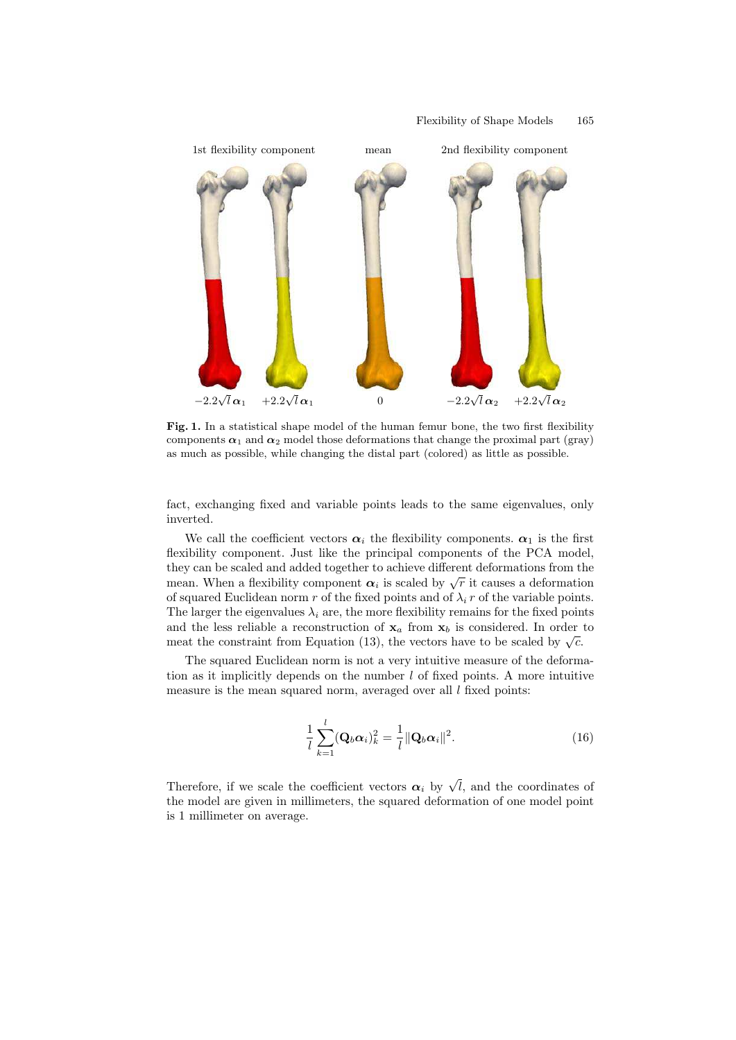1st flexibility component mean 2nd flexibility component

$-2.2\sqrt{l}\,\boldsymbol{\alpha}_1$ $+2.2\sqrt{l}\,\boldsymbol{\alpha}_1$ 0 $-2.2\sqrt{l}\,\boldsymbol{\alpha}_2$ $+2.2\sqrt{l}\,\boldsymbol{\alpha}_2$

**Fig. 1.** In a statistical shape model of the human femur bone, the two first flexibility components $\boldsymbol{\alpha}_1$ and $\boldsymbol{\alpha}_2$ model those deformations that change the proximal part (gray) as much as possible, while changing the distal part (colored) as little as possible.

fact, exchanging fixed and variable points leads to the same eigenvalues, only inverted.

We call the coefficient vectors $\boldsymbol{\alpha}_i$ the flexibility components. $\boldsymbol{\alpha}_1$ is the first flexibility component. Just like the principal components of the PCA model, they can be scaled and added together to achieve different deformations from the mean. When a flexibility component $\boldsymbol{\alpha}_i$ is scaled by $\sqrt{r}$ it causes a deformation of squared Euclidean norm $r$ of the fixed points and of $\lambda_i\, r$ of the variable points. The larger the eigenvalues $\lambda_i$ are, the more flexibility remains for the fixed points and the less reliable a reconstruction of $\mathbf{x}_a$ from $\mathbf{x}_b$ is considered. In order to meat the constraint from Equation (13), the vectors have to be scaled by $\sqrt{c}$.

The squared Euclidean norm is not a very intuitive measure of the deformation as it implicitly depends on the number $l$ of fixed points. A more intuitive measure is the mean squared norm, averaged over all $l$ fixed points:

$$\frac{1}{l}\sum_{k=1}^{l}(\mathbf{Q}_b\boldsymbol{\alpha}_i)_k^2 = \frac{1}{l}\|\mathbf{Q}_b\boldsymbol{\alpha}_i\|^2. \tag{16}$$

Therefore, if we scale the coefficient vectors $\boldsymbol{\alpha}_i$ by $\sqrt{l}$, and the coordinates of the model are given in millimeters, the squared deformation of one model point is 1 millimeter on average.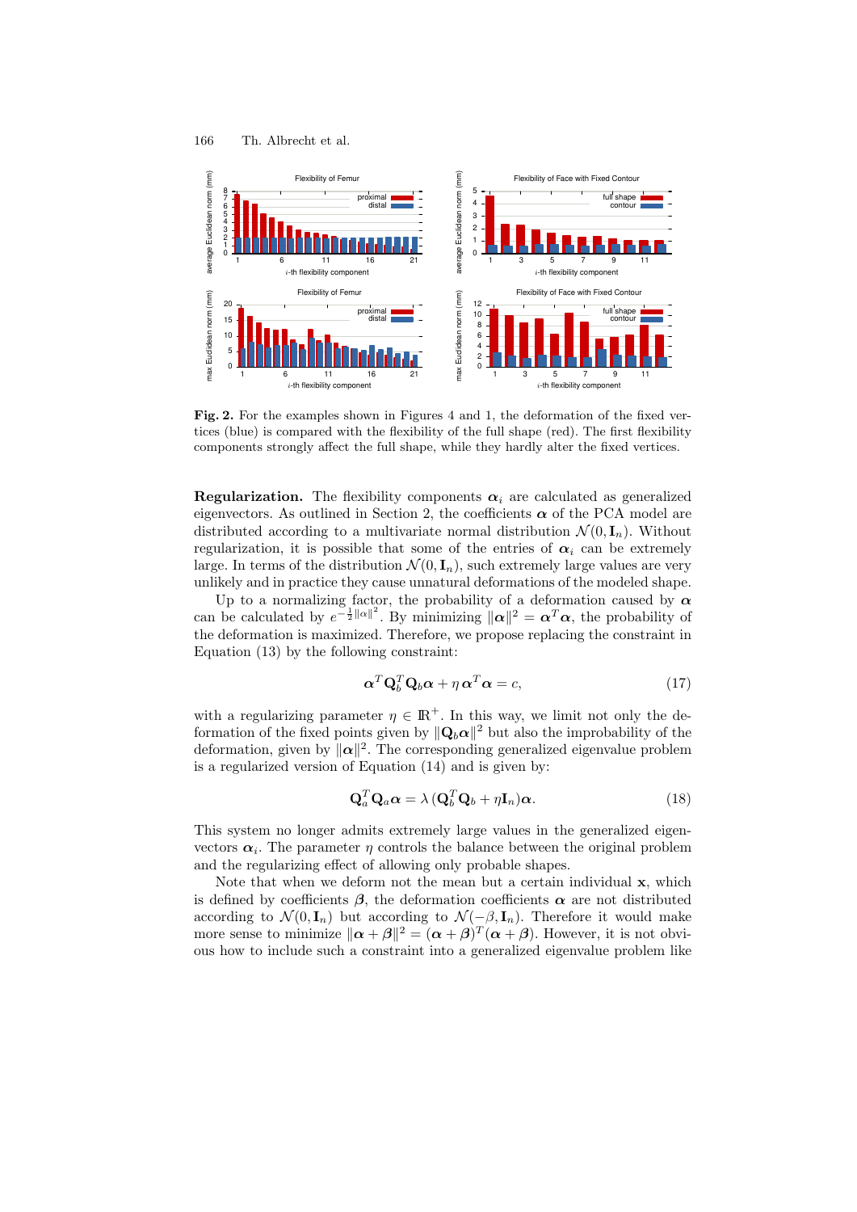**Fig. 2.** For the examples shown in Figures 4 and 1, the deformation of the fixed vertices (blue) is compared with the flexibility of the full shape (red). The first flexibility components strongly affect the full shape, while they hardly alter the fixed vertices.

**Regularization.** The flexibility components $\boldsymbol{\alpha}_i$ are calculated as generalized eigenvectors. As outlined in Section 2, the coefficients $\boldsymbol{\alpha}$ of the PCA model are distributed according to a multivariate normal distribution $\mathcal{N}(0, \mathbf{I}_n)$. Without regularization, it is possible that some of the entries of $\boldsymbol{\alpha}_i$ can be extremely large. In terms of the distribution $\mathcal{N}(0, \mathbf{I}_n)$, such extremely large values are very unlikely and in practice they cause unnatural deformations of the modeled shape.

Up to a normalizing factor, the probability of a deformation caused by $\boldsymbol{\alpha}$ can be calculated by $e^{-\frac{1}{2}\|\alpha\|^2}$. By minimizing $\|\boldsymbol{\alpha}\|^2 = \boldsymbol{\alpha}^T\boldsymbol{\alpha}$, the probability of the deformation is maximized. Therefore, we propose replacing the constraint in Equation (13) by the following constraint:

$$\boldsymbol{\alpha}^T \mathbf{Q}_b^T \mathbf{Q}_b \boldsymbol{\alpha} + \eta\, \boldsymbol{\alpha}^T \boldsymbol{\alpha} = c, \tag{17}$$

with a regularizing parameter $\eta \in \mathbb{R}^+$. In this way, we limit not only the deformation of the fixed points given by $\|\mathbf{Q}_b\boldsymbol{\alpha}\|^2$ but also the improbability of the deformation, given by $\|\boldsymbol{\alpha}\|^2$. The corresponding generalized eigenvalue problem is a regularized version of Equation (14) and is given by:

$$\mathbf{Q}_a^T \mathbf{Q}_a \boldsymbol{\alpha} = \lambda\, (\mathbf{Q}_b^T \mathbf{Q}_b + \eta \mathbf{I}_n)\boldsymbol{\alpha}. \tag{18}$$

This system no longer admits extremely large values in the generalized eigenvectors $\boldsymbol{\alpha}_i$. The parameter $\eta$ controls the balance between the original problem and the regularizing effect of allowing only probable shapes.

Note that when we deform not the mean but a certain individual $\mathbf{x}$, which is defined by coefficients $\boldsymbol{\beta}$, the deformation coefficients $\boldsymbol{\alpha}$ are not distributed according to $\mathcal{N}(0, \mathbf{I}_n)$ but according to $\mathcal{N}(-\beta, \mathbf{I}_n)$. Therefore it would make more sense to minimize $\|\boldsymbol{\alpha} + \boldsymbol{\beta}\|^2 = (\boldsymbol{\alpha} + \boldsymbol{\beta})^T(\boldsymbol{\alpha} + \boldsymbol{\beta})$. However, it is not obvious how to include such a constraint into a generalized eigenvalue problem like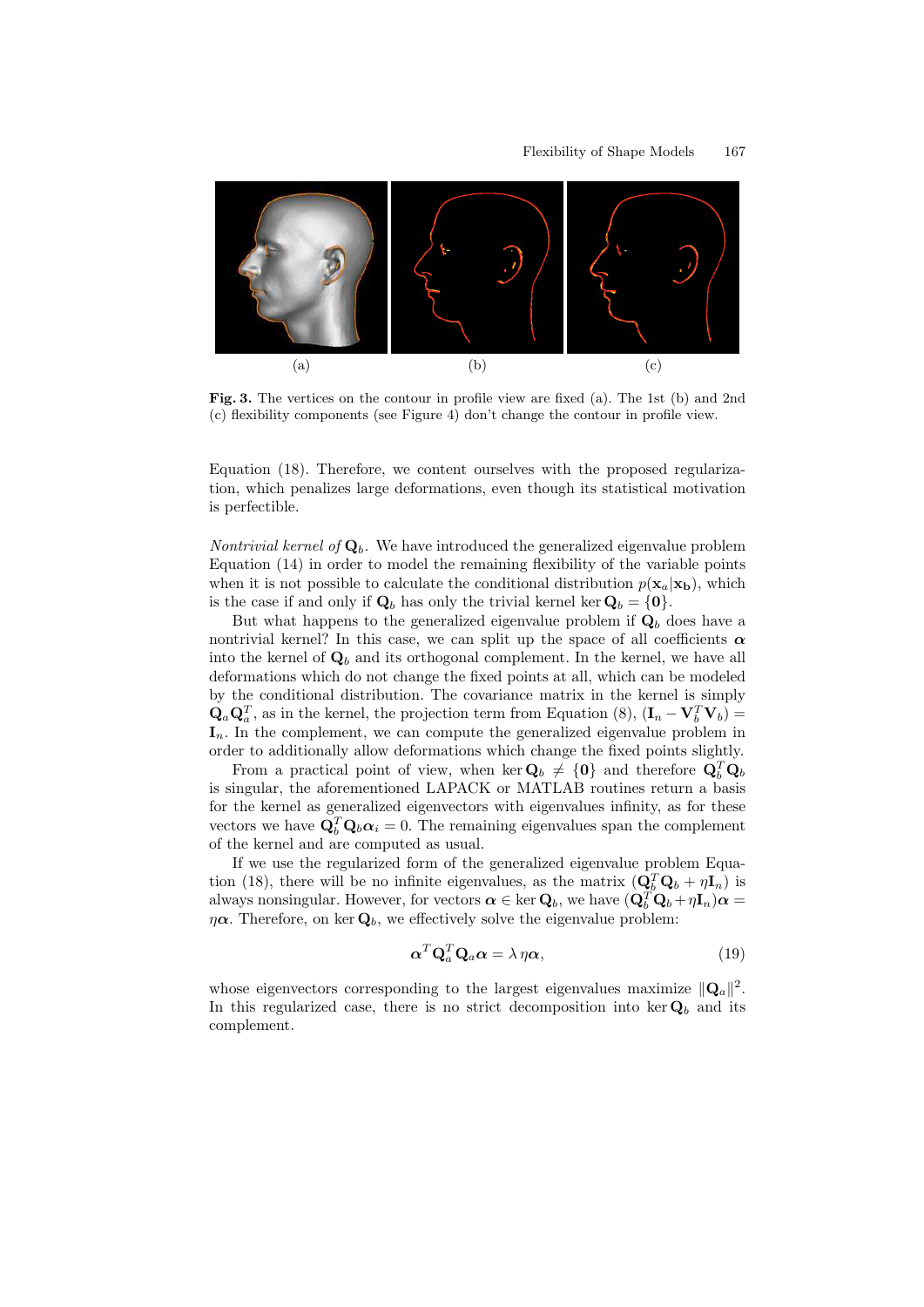(a) (b) (c)

**Fig. 3.** The vertices on the contour in profile view are fixed (a). The 1st (b) and 2nd (c) flexibility components (see Figure 4) don't change the contour in profile view.

Equation (18). Therefore, we content ourselves with the proposed regularization, which penalizes large deformations, even though its statistical motivation is perfectible.

*Nontrivial kernel of* $\mathbf{Q}_b$. We have introduced the generalized eigenvalue problem Equation (14) in order to model the remaining flexibility of the variable points when it is not possible to calculate the conditional distribution $p(\mathbf{x}_a|\mathbf{x_b})$, which is the case if and only if $\mathbf{Q}_b$ has only the trivial kernel $\ker \mathbf{Q}_b = \{\mathbf{0}\}$.

But what happens to the generalized eigenvalue problem if $\mathbf{Q}_b$ does have a nontrivial kernel? In this case, we can split up the space of all coefficients $\boldsymbol{\alpha}$ into the kernel of $\mathbf{Q}_b$ and its orthogonal complement. In the kernel, we have all deformations which do not change the fixed points at all, which can be modeled by the conditional distribution. The covariance matrix in the kernel is simply $\mathbf{Q}_a\mathbf{Q}_a^T$, as in the kernel, the projection term from Equation (8), $(\mathbf{I}_n - \mathbf{V}_b^T\mathbf{V}_b) = \mathbf{I}_n$. In the complement, we can compute the generalized eigenvalue problem in order to additionally allow deformations which change the fixed points slightly.

From a practical point of view, when $\ker \mathbf{Q}_b \neq \{\mathbf{0}\}$ and therefore $\mathbf{Q}_b^T\mathbf{Q}_b$ is singular, the aforementioned LAPACK or MATLAB routines return a basis for the kernel as generalized eigenvectors with eigenvalues infinity, as for these vectors we have $\mathbf{Q}_b^T\mathbf{Q}_b\boldsymbol{\alpha}_i = 0$. The remaining eigenvalues span the complement of the kernel and are computed as usual.

If we use the regularized form of the generalized eigenvalue problem Equation (18), there will be no infinite eigenvalues, as the matrix $(\mathbf{Q}_b^T\mathbf{Q}_b + \eta\mathbf{I}_n)$ is always nonsingular. However, for vectors $\boldsymbol{\alpha} \in \ker \mathbf{Q}_b$, we have $(\mathbf{Q}_b^T\mathbf{Q}_b + \eta\mathbf{I}_n)\boldsymbol{\alpha} = \eta\boldsymbol{\alpha}$. Therefore, on $\ker \mathbf{Q}_b$, we effectively solve the eigenvalue problem:

$$\boldsymbol{\alpha}^T\mathbf{Q}_a^T\mathbf{Q}_a\boldsymbol{\alpha} = \lambda\,\eta\boldsymbol{\alpha}, \tag{19}$$

whose eigenvectors corresponding to the largest eigenvalues maximize $\|\mathbf{Q}_a\|^2$. In this regularized case, there is no strict decomposition into $\ker \mathbf{Q}_b$ and its complement.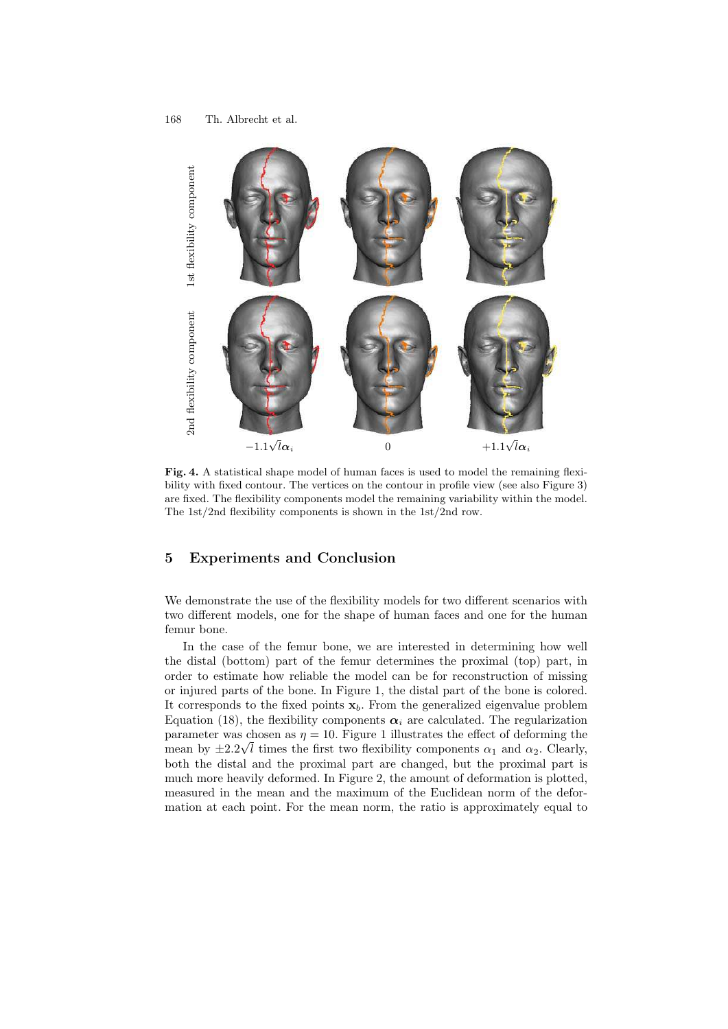**Fig. 4.** A statistical shape model of human faces is used to model the remaining flexibility with fixed contour. The vertices on the contour in profile view (see also Figure 3) are fixed. The flexibility components model the remaining variability within the model. The 1st/2nd flexibility components is shown in the 1st/2nd row.

## 5 Experiments and Conclusion

We demonstrate the use of the flexibility models for two different scenarios with two different models, one for the shape of human faces and one for the human femur bone.

In the case of the femur bone, we are interested in determining how well the distal (bottom) part of the femur determines the proximal (top) part, in order to estimate how reliable the model can be for reconstruction of missing or injured parts of the bone. In Figure 1, the distal part of the bone is colored. It corresponds to the fixed points $\mathbf{x}_b$. From the generalized eigenvalue problem Equation (18), the flexibility components $\boldsymbol{\alpha}_i$ are calculated. The regularization parameter was chosen as $\eta = 10$. Figure 1 illustrates the effect of deforming the mean by $\pm 2.2\sqrt{l}$ times the first two flexibility components $\alpha_1$ and $\alpha_2$. Clearly, both the distal and the proximal part are changed, but the proximal part is much more heavily deformed. In Figure 2, the amount of deformation is plotted, measured in the mean and the maximum of the Euclidean norm of the deformation at each point. For the mean norm, the ratio is approximately equal to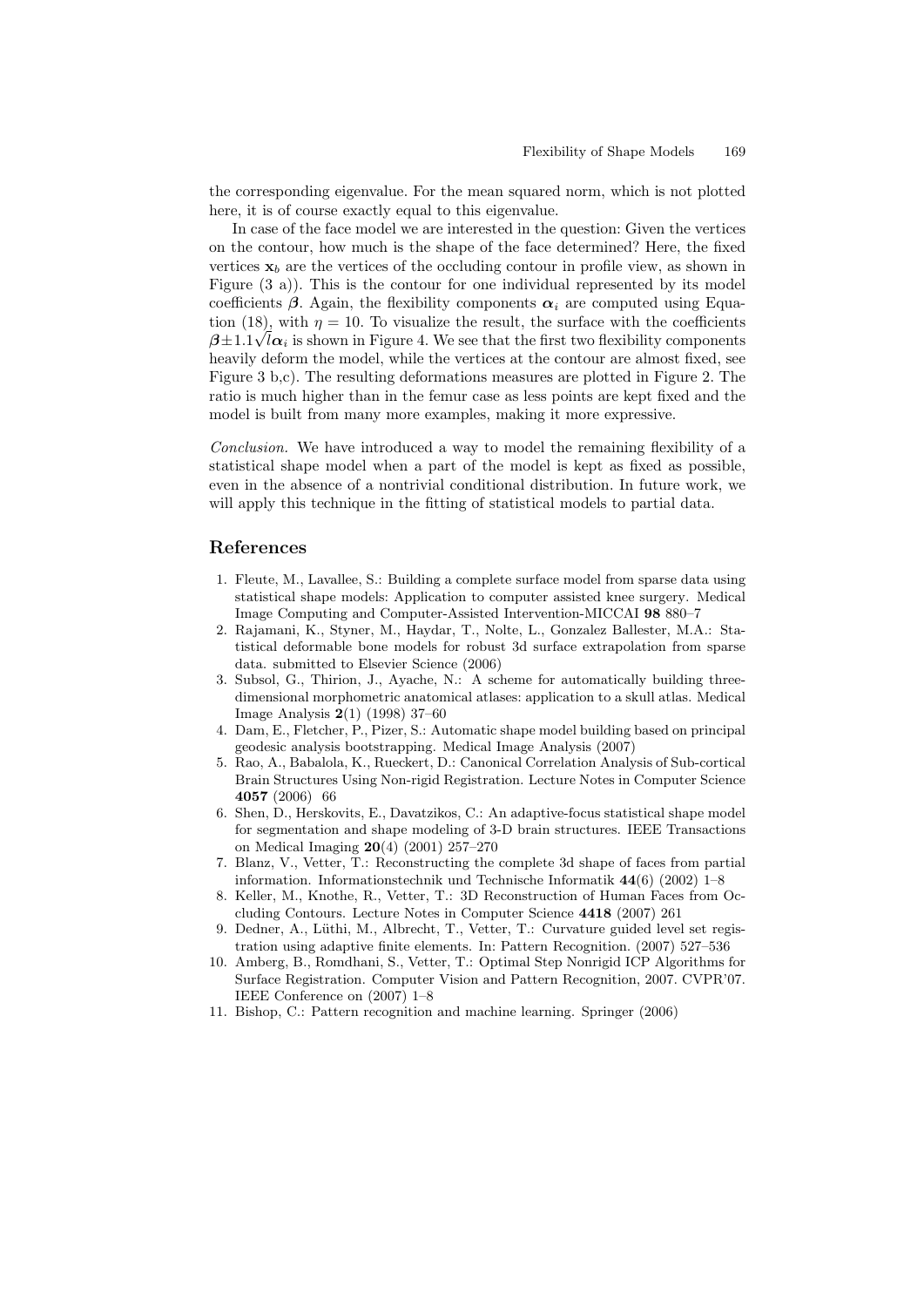the corresponding eigenvalue. For the mean squared norm, which is not plotted here, it is of course exactly equal to this eigenvalue.

In case of the face model we are interested in the question: Given the vertices on the contour, how much is the shape of the face determined? Here, the fixed vertices $\mathbf{x}_b$ are the vertices of the occluding contour in profile view, as shown in Figure (3 a)). This is the contour for one individual represented by its model coefficients $\boldsymbol{\beta}$. Again, the flexibility components $\boldsymbol{\alpha}_i$ are computed using Equation (18), with $\eta = 10$. To visualize the result, the surface with the coefficients $\boldsymbol{\beta} \pm 1.1\sqrt{l}\boldsymbol{\alpha}_i$ is shown in Figure 4. We see that the first two flexibility components heavily deform the model, while the vertices at the contour are almost fixed, see Figure 3 b,c). The resulting deformations measures are plotted in Figure 2. The ratio is much higher than in the femur case as less points are kept fixed and the model is built from many more examples, making it more expressive.

*Conclusion.* We have introduced a way to model the remaining flexibility of a statistical shape model when a part of the model is kept as fixed as possible, even in the absence of a nontrivial conditional distribution. In future work, we will apply this technique in the fitting of statistical models to partial data.

## References

1. Fleute, M., Lavallee, S.: Building a complete surface model from sparse data using statistical shape models: Application to computer assisted knee surgery. Medical Image Computing and Computer-Assisted Intervention-MICCAI **98** 880–7
2. Rajamani, K., Styner, M., Haydar, T., Nolte, L., Gonzalez Ballester, M.A.: Statistical deformable bone models for robust 3d surface extrapolation from sparse data. submitted to Elsevier Science (2006)
3. Subsol, G., Thirion, J., Ayache, N.: A scheme for automatically building three-dimensional morphometric anatomical atlases: application to a skull atlas. Medical Image Analysis **2**(1) (1998) 37–60
4. Dam, E., Fletcher, P., Pizer, S.: Automatic shape model building based on principal geodesic analysis bootstrapping. Medical Image Analysis (2007)
5. Rao, A., Babalola, K., Rueckert, D.: Canonical Correlation Analysis of Sub-cortical Brain Structures Using Non-rigid Registration. Lecture Notes in Computer Science **4057** (2006) 66
6. Shen, D., Herskovits, E., Davatzikos, C.: An adaptive-focus statistical shape model for segmentation and shape modeling of 3-D brain structures. IEEE Transactions on Medical Imaging **20**(4) (2001) 257–270
7. Blanz, V., Vetter, T.: Reconstructing the complete 3d shape of faces from partial information. Informationstechnik und Technische Informatik **44**(6) (2002) 1–8
8. Keller, M., Knothe, R., Vetter, T.: 3D Reconstruction of Human Faces from Occluding Contours. Lecture Notes in Computer Science **4418** (2007) 261
9. Dedner, A., Lüthi, M., Albrecht, T., Vetter, T.: Curvature guided level set registration using adaptive finite elements. In: Pattern Recognition. (2007) 527–536
10. Amberg, B., Romdhani, S., Vetter, T.: Optimal Step Nonrigid ICP Algorithms for Surface Registration. Computer Vision and Pattern Recognition, 2007. CVPR'07. IEEE Conference on (2007) 1–8
11. Bishop, C.: Pattern recognition and machine learning. Springer (2006)